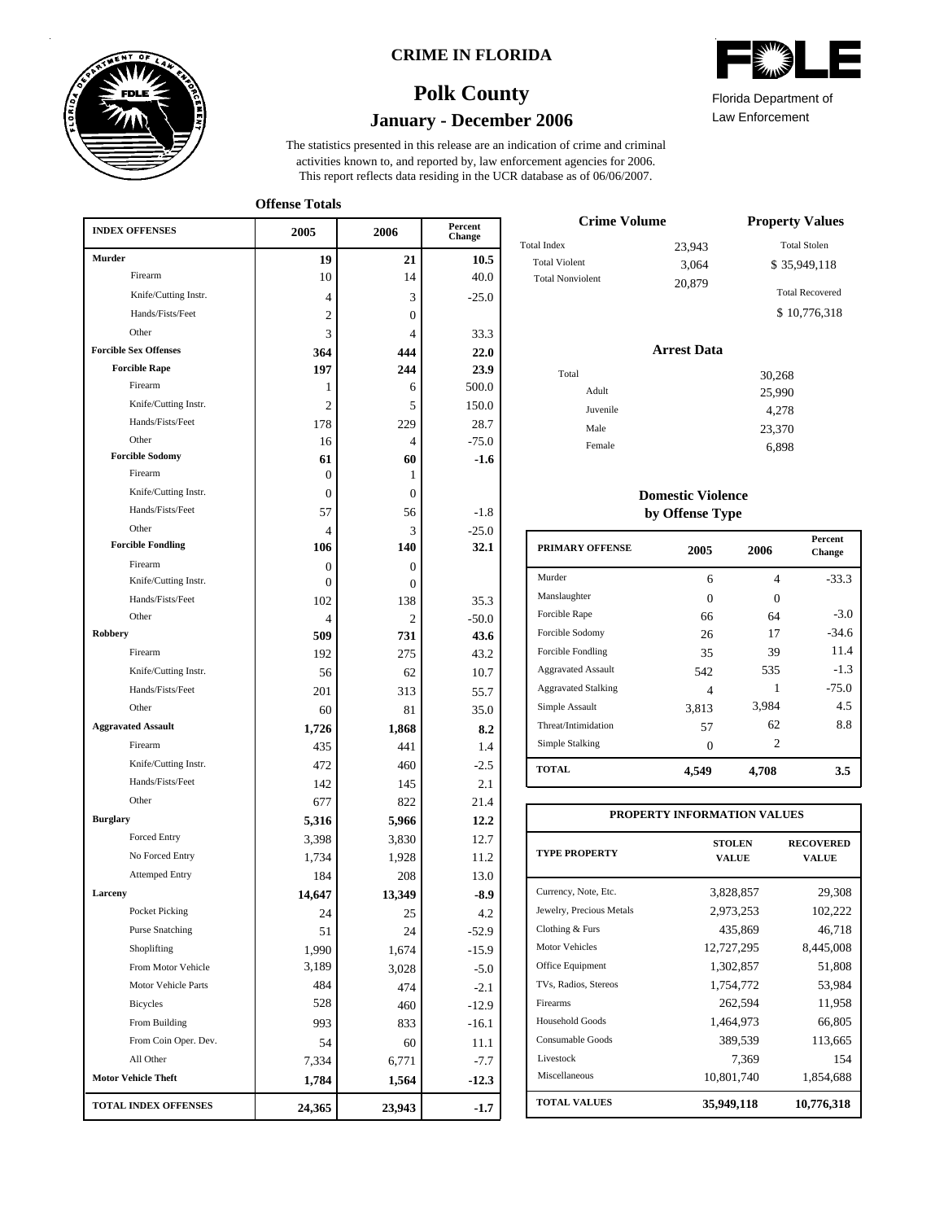# CRIME IN FLORIDA

## Polk County

### January - December 2006

Florida Department of Law Enforcement

The statistics presented in this release are an indication of crime and criminal activities known to, and reported by, law enforcement agencies for 2006. This report reflects data residing in the UCR database as of 06/06/2007.

**Offense Totals**

| INDEX OFFENSES | 2005 | 2006 | Percent Change |
|---|---|---|---|
| **Murder** | **19** | **21** | **10.5** |
| Firearm | 10 | 14 | 40.0 |
| Knife/Cutting Instr. | 4 | 3 | -25.0 |
| Hands/Fists/Feet | 2 | 0 | |
| Other | 3 | 4 | 33.3 |
| **Forcible Sex Offenses** | **364** | **444** | **22.0** |
| **Forcible Rape** | **197** | **244** | **23.9** |
| Firearm | 1 | 6 | 500.0 |
| Knife/Cutting Instr. | 2 | 5 | 150.0 |
| Hands/Fists/Feet | 178 | 229 | 28.7 |
| Other | 16 | 4 | -75.0 |
| **Forcible Sodomy** | **61** | **60** | **-1.6** |
| Firearm | 0 | 1 | |
| Knife/Cutting Instr. | 0 | 0 | |
| Hands/Fists/Feet | 57 | 56 | -1.8 |
| Other | 4 | 3 | -25.0 |
| **Forcible Fondling** | **106** | **140** | **32.1** |
| Firearm | 0 | 0 | |
| Knife/Cutting Instr. | 0 | 0 | |
| Hands/Fists/Feet | 102 | 138 | 35.3 |
| Other | 4 | 2 | -50.0 |
| **Robbery** | **509** | **731** | **43.6** |
| Firearm | 192 | 275 | 43.2 |
| Knife/Cutting Instr. | 56 | 62 | 10.7 |
| Hands/Fists/Feet | 201 | 313 | 55.7 |
| Other | 60 | 81 | 35.0 |
| **Aggravated Assault** | **1,726** | **1,868** | **8.2** |
| Firearm | 435 | 441 | 1.4 |
| Knife/Cutting Instr. | 472 | 460 | -2.5 |
| Hands/Fists/Feet | 142 | 145 | 2.1 |
| Other | 677 | 822 | 21.4 |
| **Burglary** | **5,316** | **5,966** | **12.2** |
| Forced Entry | 3,398 | 3,830 | 12.7 |
| No Forced Entry | 1,734 | 1,928 | 11.2 |
| Attemped Entry | 184 | 208 | 13.0 |
| **Larceny** | **14,647** | **13,349** | **-8.9** |
| Pocket Picking | 24 | 25 | 4.2 |
| Purse Snatching | 51 | 24 | -52.9 |
| Shoplifting | 1,990 | 1,674 | -15.9 |
| From Motor Vehicle | 3,189 | 3,028 | -5.0 |
| Motor Vehicle Parts | 484 | 474 | -2.1 |
| Bicycles | 528 | 460 | -12.9 |
| From Building | 993 | 833 | -16.1 |
| From Coin Oper. Dev. | 54 | 60 | 11.1 |
| All Other | 7,334 | 6,771 | -7.7 |
| **Motor Vehicle Theft** | **1,784** | **1,564** | **-12.3** |
| **TOTAL INDEX OFFENSES** | **24,365** | **23,943** | **-1.7** |

**Crime Volume**

| | |
|---|---|
| Total Index | 23,943 |
| Total Violent | 3,064 |
| Total Nonviolent | 20,879 |

**Property Values**

| | |
|---|---|
| Total Stolen | $ 35,949,118 |
| Total Recovered | $ 10,776,318 |

**Arrest Data**

| | |
|---|---|
| Total | 30,268 |
| Adult | 25,990 |
| Juvenile | 4,278 |
| Male | 23,370 |
| Female | 6,898 |

**Domestic Violence by Offense Type**

| PRIMARY OFFENSE | 2005 | 2006 | Percent Change |
|---|---|---|---|
| Murder | 6 | 4 | -33.3 |
| Manslaughter | 0 | 0 | |
| Forcible Rape | 66 | 64 | -3.0 |
| Forcible Sodomy | 26 | 17 | -34.6 |
| Forcible Fondling | 35 | 39 | 11.4 |
| Aggravated Assault | 542 | 535 | -1.3 |
| Aggravated Stalking | 4 | 1 | -75.0 |
| Simple Assault | 3,813 | 3,984 | 4.5 |
| Threat/Intimidation | 57 | 62 | 8.8 |
| Simple Stalking | 0 | 2 | |
| **TOTAL** | **4,549** | **4,708** | **3.5** |

**PROPERTY INFORMATION VALUES**

| TYPE PROPERTY | STOLEN VALUE | RECOVERED VALUE |
|---|---|---|
| Currency, Note, Etc. | 3,828,857 | 29,308 |
| Jewelry, Precious Metals | 2,973,253 | 102,222 |
| Clothing & Furs | 435,869 | 46,718 |
| Motor Vehicles | 12,727,295 | 8,445,008 |
| Office Equipment | 1,302,857 | 51,808 |
| TVs, Radios, Stereos | 1,754,772 | 53,984 |
| Firearms | 262,594 | 11,958 |
| Household Goods | 1,464,973 | 66,805 |
| Consumable Goods | 389,539 | 113,665 |
| Livestock | 7,369 | 154 |
| Miscellaneous | 10,801,740 | 1,854,688 |
| **TOTAL VALUES** | **35,949,118** | **10,776,318** |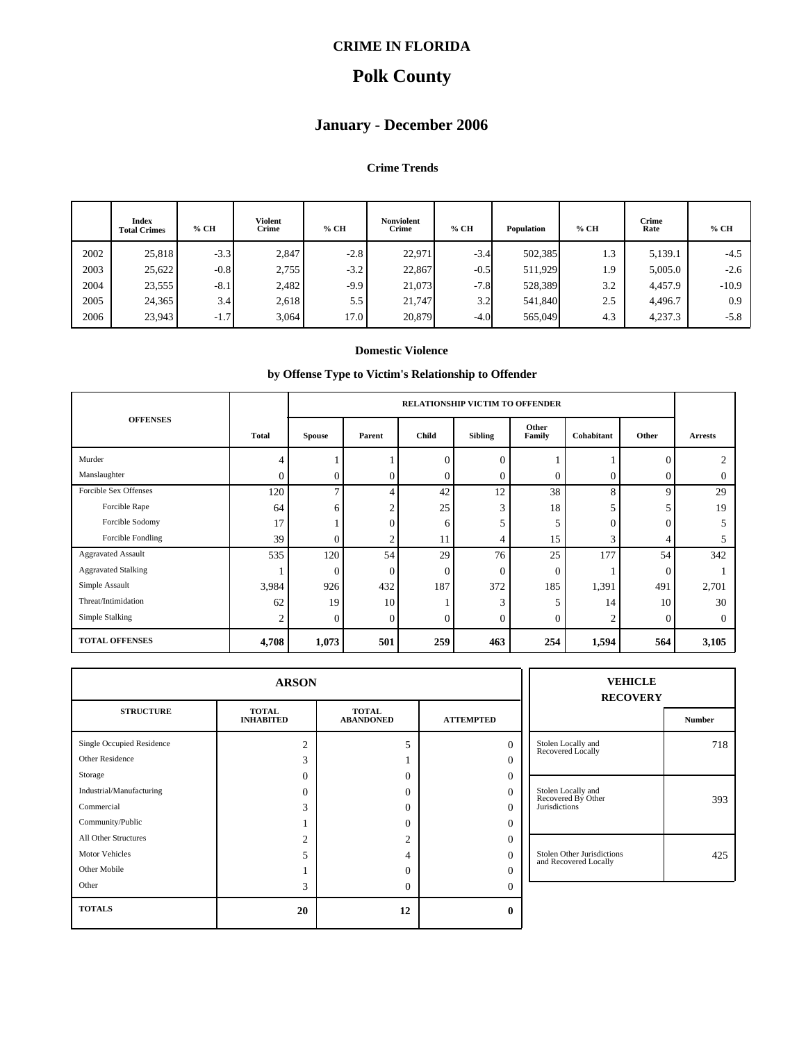**CRIME IN FLORIDA**

# Polk County

## January - December 2006

### Crime Trends

| | Index Total Crimes | % CH | Violent Crime | % CH | Nonviolent Crime | % CH | Population | % CH | Crime Rate | % CH |
|---|---|---|---|---|---|---|---|---|---|---|
| 2002 | 25,818 | -3.3 | 2,847 | -2.8 | 22,971 | -3.4 | 502,385 | 1.3 | 5,139.1 | -4.5 |
| 2003 | 25,622 | -0.8 | 2,755 | -3.2 | 22,867 | -0.5 | 511,929 | 1.9 | 5,005.0 | -2.6 |
| 2004 | 23,555 | -8.1 | 2,482 | -9.9 | 21,073 | -7.8 | 528,389 | 3.2 | 4,457.9 | -10.9 |
| 2005 | 24,365 | 3.4 | 2,618 | 5.5 | 21,747 | 3.2 | 541,840 | 2.5 | 4,496.7 | 0.9 |
| 2006 | 23,943 | -1.7 | 3,064 | 17.0 | 20,879 | -4.0 | 565,049 | 4.3 | 4,237.3 | -5.8 |

### Domestic Violence

### by Offense Type to Victim's Relationship to Offender

| OFFENSES | Total | RELATIONSHIP VICTIM TO OFFENDER | | | | | | | Arrests |
|---|---|---|---|---|---|---|---|---|---|
| | | Spouse | Parent | Child | Sibling | Other Family | Cohabitant | Other | |
| Murder | 4 | 1 | 1 | 0 | 0 | 1 | 1 | 0 | 2 |
| Manslaughter | 0 | 0 | 0 | 0 | 0 | 0 | 0 | 0 | 0 |
| Forcible Sex Offenses | 120 | 7 | 4 | 42 | 12 | 38 | 8 | 9 | 29 |
| Forcible Rape | 64 | 6 | 2 | 25 | 3 | 18 | 5 | 5 | 19 |
| Forcible Sodomy | 17 | 1 | 0 | 6 | 5 | 5 | 0 | 0 | 5 |
| Forcible Fondling | 39 | 0 | 2 | 11 | 4 | 15 | 3 | 4 | 5 |
| Aggravated Assault | 535 | 120 | 54 | 29 | 76 | 25 | 177 | 54 | 342 |
| Aggravated Stalking | 1 | 0 | 0 | 0 | 0 | 0 | 1 | 0 | 1 |
| Simple Assault | 3,984 | 926 | 432 | 187 | 372 | 185 | 1,391 | 491 | 2,701 |
| Threat/Intimidation | 62 | 19 | 10 | 1 | 3 | 5 | 14 | 10 | 30 |
| Simple Stalking | 2 | 0 | 0 | 0 | 0 | 0 | 2 | 0 | 0 |
| **TOTAL OFFENSES** | **4,708** | **1,073** | **501** | **259** | **463** | **254** | **1,594** | **564** | **3,105** |

### ARSON

| STRUCTURE | TOTAL INHABITED | TOTAL ABANDONED | ATTEMPTED |
|---|---|---|---|
| Single Occupied Residence | 2 | 5 | 0 |
| Other Residence | 3 | 1 | 0 |
| Storage | 0 | 0 | 0 |
| Industrial/Manufacturing | 0 | 0 | 0 |
| Commercial | 3 | 0 | 0 |
| Community/Public | 1 | 0 | 0 |
| All Other Structures | 2 | 2 | 0 |
| Motor Vehicles | 5 | 4 | 0 |
| Other Mobile | 1 | 0 | 0 |
| Other | 3 | 0 | 0 |
| **TOTALS** | **20** | **12** | **0** |

### VEHICLE RECOVERY

| | Number |
|---|---|
| Stolen Locally and Recovered Locally | 718 |
| Stolen Locally and Recovered By Other Jurisdictions | 393 |
| Stolen Other Jurisdictions and Recovered Locally | 425 |